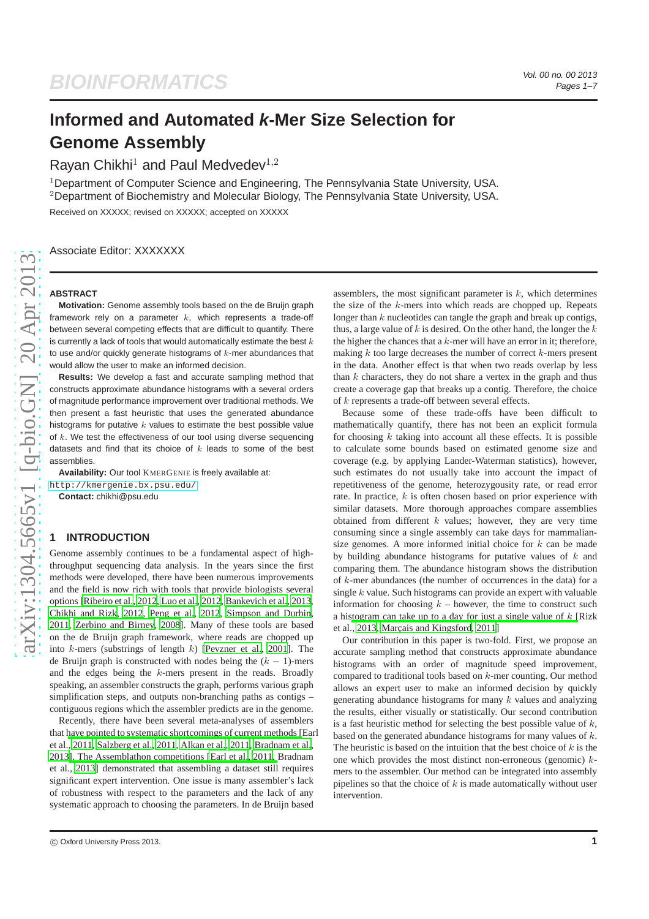# Informed and Automated *k*-Mer Size Selection for Genome Assembly

Rayan Chikhi[1] and Paul Medvedev[1,2]

[1]Department of Computer Science and Engineering, The Pennsylvania State University, USA.
[2]Department of Biochemistry and Molecular Biology, The Pennsylvania State University, USA.

Received on XXXXX; revised on XXXXX; accepted on XXXXX

Associate Editor: XXXXXXX

## ABSTRACT

**Motivation:** Genome assembly tools based on the de Bruijn graph framework rely on a parameter $k$, which represents a trade-off between several competing effects that are difficult to quantify. There is currently a lack of tools that would automatically estimate the best $k$ to use and/or quickly generate histograms of $k$-mer abundances that would allow the user to make an informed decision.

**Results:** We develop a fast and accurate sampling method that constructs approximate abundance histograms with a several orders of magnitude performance improvement over traditional methods. We then present a fast heuristic that uses the generated abundance histograms for putative $k$ values to estimate the best possible value of $k$. We test the effectiveness of our tool using diverse sequencing datasets and find that its choice of $k$ leads to some of the best assemblies.

**Availability:** Our tool KMERGENIE is freely available at: http://kmergenie.bx.psu.edu/

**Contact:** chikhi@psu.edu

## 1 INTRODUCTION

Genome assembly continues to be a fundamental aspect of high-throughput sequencing data analysis. In the years since the first methods were developed, there have been numerous improvements and the field is now rich with tools that provide biologists several options [Ribeiro et al., 2012, Luo et al., 2012, Bankevich et al., 2013, Chikhi and Rizk, 2012, Peng et al., 2012, Simpson and Durbin, 2011, Zerbino and Birney, 2008]. Many of these tools are based on the de Bruijn graph framework, where reads are chopped up into $k$-mers (substrings of length $k$) [Pevzner et al., 2001]. The de Bruijn graph is constructed with nodes being the $(k-1)$-mers and the edges being the $k$-mers present in the reads. Broadly speaking, an assembler constructs the graph, performs various graph simplification steps, and outputs non-branching paths as contigs – contiguous regions which the assembler predicts are in the genome.

Recently, there have been several meta-analyses of assemblers that have pointed to systematic shortcomings of current methods [Earl et al., 2011, Salzberg et al., 2011, Alkan et al., 2011, Bradnam et al., 2013]. The Assemblathon competitions [Earl et al., 2011, Bradnam et al., 2013] demonstrated that assembling a dataset still requires significant expert intervention. One issue is many assembler's lack of robustness with respect to the parameters and the lack of any systematic approach to choosing the parameters. In de Bruijn based assemblers, the most significant parameter is $k$, which determines the size of the $k$-mers into which reads are chopped up. Repeats longer than $k$ nucleotides can tangle the graph and break up contigs, thus, a large value of $k$ is desired. On the other hand, the longer the $k$ the higher the chances that a $k$-mer will have an error in it; therefore, making $k$ too large decreases the number of correct $k$-mers present in the data. Another effect is that when two reads overlap by less than $k$ characters, they do not share a vertex in the graph and thus create a coverage gap that breaks up a contig. Therefore, the choice of $k$ represents a trade-off between several effects.

Because some of these trade-offs have been difficult to mathematically quantify, there has not been an explicit formula for choosing $k$ taking into account all these effects. It is possible to calculate some bounds based on estimated genome size and coverage (e.g. by applying Lander-Waterman statistics), however, such estimates do not usually take into account the impact of repetitiveness of the genome, heterozygousity rate, or read error rate. In practice, $k$ is often chosen based on prior experience with similar datasets. More thorough approaches compare assemblies obtained from different $k$ values; however, they are very time consuming since a single assembly can take days for mammalian-size genomes. A more informed initial choice for $k$ can be made by building abundance histograms for putative values of $k$ and comparing them. The abundance histogram shows the distribution of $k$-mer abundances (the number of occurrences in the data) for a single $k$ value. Such histograms can provide an expert with valuable information for choosing $k$ – however, the time to construct such a histogram can take up to a day for just a single value of $k$ [Rizk et al., 2013, Marçais and Kingsford, 2011]

Our contribution in this paper is two-fold. First, we propose an accurate sampling method that constructs approximate abundance histograms with an order of magnitude speed improvement, compared to traditional tools based on $k$-mer counting. Our method allows an expert user to make an informed decision by quickly generating abundance histograms for many $k$ values and analyzing the results, either visually or statistically. Our second contribution is a fast heuristic method for selecting the best possible value of $k$, based on the generated abundance histograms for many values of $k$. The heuristic is based on the intuition that the best choice of $k$ is the one which provides the most distinct non-erroneous (genomic) $k$-mers to the assembler. Our method can be integrated into assembly pipelines so that the choice of $k$ is made automatically without user intervention.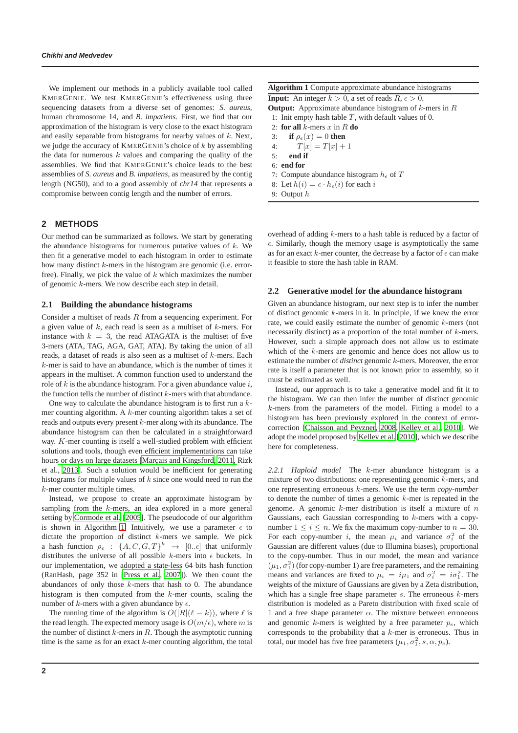We implement our methods in a publicly available tool called KMERGENIE. We test KMERGENIE's effectiveness using three sequencing datasets from a diverse set of genomes: *S. aureus*, human chromosome 14, and *B. impatiens*. First, we find that our approximation of the histogram is very close to the exact histogram and easily separable from histograms for nearby values of $k$. Next, we judge the accuracy of KMERGENIE's choice of $k$ by assembling the data for numerous $k$ values and comparing the quality of the assemblies. We find that KMERGENIE's choice leads to the best assemblies of *S. aureus* and *B. impatiens*, as measured by the contig length (NG50), and to a good assembly of *chr14* that represents a compromise between contig length and the number of errors.

## 2 METHODS

Our method can be summarized as follows. We start by generating the abundance histograms for numerous putative values of $k$. We then fit a generative model to each histogram in order to estimate how many distinct $k$-mers in the histogram are genomic (i.e. error-free). Finally, we pick the value of $k$ which maximizes the number of genomic $k$-mers. We now describe each step in detail.

### 2.1 Building the abundance histograms

Consider a multiset of reads $R$ from a sequencing experiment. For a given value of $k$, each read is seen as a multiset of $k$-mers. For instance with $k = 3$, the read ATAGATA is the multiset of five 3-mers (ATA, TAG, AGA, GAT, ATA). By taking the union of all reads, a dataset of reads is also seen as a multiset of $k$-mers. Each $k$-mer is said to have an abundance, which is the number of times it appears in the multiset. A common function used to understand the role of $k$ is the abundance histogram. For a given abundance value $i$, the function tells the number of distinct $k$-mers with that abundance.

One way to calculate the abundance histogram is to first run a $k$-mer counting algorithm. A $k$-mer counting algorithm takes a set of reads and outputs every present $k$-mer along with its abundance. The abundance histogram can then be calculated in a straightforward way. $K$-mer counting is itself a well-studied problem with efficient solutions and tools, though even efficient implementations can take hours or days on large datasets [Marçais and Kingsford, 2011, Rizk et al., 2013]. Such a solution would be inefficient for generating histograms for multiple values of $k$ since one would need to run the $k$-mer counter multiple times.

Instead, we propose to create an approximate histogram by sampling from the $k$-mers, an idea explored in a more general setting by Cormode et al. [2005]. The pseudocode of our algorithm is shown in Algorithm 1. Intuitively, we use a parameter $\epsilon$ to dictate the proportion of distinct $k$-mers we sample. We pick a hash function $\rho_\epsilon : \{A, C, G, T\}^k \rightarrow [0..\epsilon]$ that uniformly distributes the universe of all possible $k$-mers into $\epsilon$ buckets. In our implementation, we adopted a state-less 64 bits hash function (RanHash, page 352 in [Press et al., 2007]). We then count the abundances of only those $k$-mers that hash to 0. The abundance histogram is then computed from the $k$-mer counts, scaling the number of $k$-mers with a given abundance by $\epsilon$.

The running time of the algorithm is $O(|R|(\ell - k))$, where $\ell$ is the read length. The expected memory usage is $O(m/\epsilon)$, where $m$ is the number of distinct $k$-mers in $R$. Though the asymptotic running time is the same as for an exact $k$-mer counting algorithm, the total overhead of adding $k$-mers to a hash table is reduced by a factor of $\epsilon$. Similarly, though the memory usage is asymptotically the same as for an exact $k$-mer counter, the decrease by a factor of $\epsilon$ can make it feasible to store the hash table in RAM.

**Algorithm 1** Compute approximate abundance histograms

**Input:** An integer $k > 0$, a set of reads $R$, $\epsilon > 0$.
**Output:** Approximate abundance histogram of $k$-mers in $R$

```
1: Init empty hash table T, with default values of 0.
2: for all k-mers x in R do
3:     if ρ_ε(x) = 0 then
4:         T[x] = T[x] + 1
5:     end if
6: end for
7: Compute abundance histogram h_ε of T
8: Let h(i) = ε · h_ε(i) for each i
9: Output h
```

### 2.2 Generative model for the abundance histogram

Given an abundance histogram, our next step is to infer the number of distinct genomic $k$-mers in it. In principle, if we knew the error rate, we could easily estimate the number of genomic $k$-mers (not necessarily distinct) as a proportion of the total number of $k$-mers. However, such a simple approach does not allow us to estimate which of the $k$-mers are genomic and hence does not allow us to estimate the number of *distinct* genomic $k$-mers. Moreover, the error rate is itself a parameter that is not known prior to assembly, so it must be estimated as well.

Instead, our approach is to take a generative model and fit it to the histogram. We can then infer the number of distinct genomic $k$-mers from the parameters of the model. Fitting a model to a histogram has been previously explored in the context of error-correction [Chaisson and Pevzner, 2008, Kelley et al., 2010]. We adopt the model proposed by Kelley et al. [2010], which we describe here for completeness.

*2.2.1 Haploid model* The $k$-mer abundance histogram is a mixture of two distributions: one representing genomic $k$-mers, and one representing erroneous $k$-mers. We use the term *copy-number* to denote the number of times a genomic $k$-mer is repeated in the genome. A genomic $k$-mer distribution is itself a mixture of $n$ Gaussians, each Gaussian corresponding to $k$-mers with a copy-number $1 \leq i \leq n$. We fix the maximum copy-number to $n = 30$. For each copy-number $i$, the mean $\mu_i$ and variance $\sigma_i^2$ of the Gaussian are different values (due to Illumina biases), proportional to the copy-number. Thus in our model, the mean and variance $(\mu_1, \sigma_1^2)$ (for copy-number 1) are free parameters, and the remaining means and variances are fixed to $\mu_i = i\mu_1$ and $\sigma_i^2 = i\sigma_1^2$. The weights of the mixture of Gaussians are given by a Zeta distribution, which has a single free shape parameter $s$. The erroneous $k$-mers distribution is modeled as a Pareto distribution with fixed scale of 1 and a free shape parameter $\alpha$. The mixture between erroneous and genomic $k$-mers is weighted by a free parameter $p_e$, which corresponds to the probability that a $k$-mer is erroneous. Thus in total, our model has five free parameters $(\mu_1, \sigma_1^2, s, \alpha, p_e)$.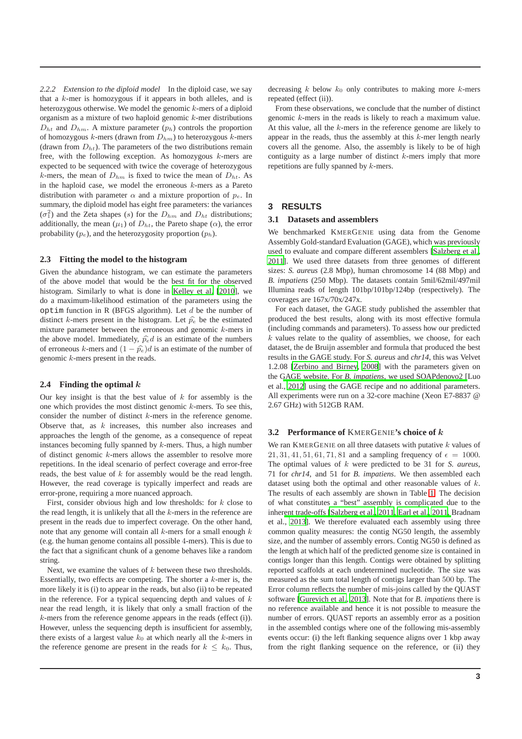#### 2.2.2 *Extension to the diploid model*

In the diploid case, we say that a $k$-mer is homozygous if it appears in both alleles, and is heterozygous otherwise. We model the genomic $k$-mers of a diploid organism as a mixture of two haploid genomic $k$-mer distributions $D_{ht}$ and $D_{hm}$. A mixture parameter ($p_h$) controls the proportion of homozygous $k$-mers (drawn from $D_{hm}$) to heterozygous $k$-mers (drawn from $D_{ht}$). The parameters of the two distributions remain free, with the following exception. As homozygous $k$-mers are expected to be sequenced with twice the coverage of heterozygous $k$-mers, the mean of $D_{hm}$ is fixed to twice the mean of $D_{ht}$. As in the haploid case, we model the erroneous $k$-mers as a Pareto distribution with parameter $\alpha$ and a mixture proportion of $p_e$. In summary, the diploid model has eight free parameters: the variances ($\sigma_1^2$) and the Zeta shapes ($s$) for the $D_{hm}$ and $D_{ht}$ distributions; additionally, the mean ($\mu_1$) of $D_{ht}$, the Pareto shape ($\alpha$), the error probability ($p_e$), and the heterozygosity proportion ($p_h$).

### 2.3 Fitting the model to the histogram

Given the abundance histogram, we can estimate the parameters of the above model that would be the best fit for the observed histogram. Similarly to what is done in Kelley et al. [2010], we do a maximum-likelihood estimation of the parameters using the `optim` function in R (BFGS algorithm). Let $d$ be the number of distinct $k$-mers present in the histogram. Let $\widehat{p_e}$ be the estimated mixture parameter between the erroneous and genomic $k$-mers in the above model. Immediately, $\widehat{p_e}d$ is an estimate of the numbers of erroneous $k$-mers and $(1-\widehat{p_e})d$ is an estimate of the number of genomic $k$-mers present in the reads.

### 2.4 Finding the optimal $k$

Our key insight is that the best value of $k$ for assembly is the one which provides the most distinct genomic $k$-mers. To see this, consider the number of distinct $k$-mers in the reference genome. Observe that, as $k$ increases, this number also increases and approaches the length of the genome, as a consequence of repeat instances becoming fully spanned by $k$-mers. Thus, a high number of distinct genomic $k$-mers allows the assembler to resolve more repetitions. In the ideal scenario of perfect coverage and error-free reads, the best value of $k$ for assembly would be the read length. However, the read coverage is typically imperfect and reads are error-prone, requiring a more nuanced approach.

First, consider obvious high and low thresholds: for $k$ close to the read length, it is unlikely that all the $k$-mers in the reference are present in the reads due to imperfect coverage. On the other hand, note that any genome will contain all $k$-mers for a small enough $k$ (e.g. the human genome contains all possible 4-mers). This is due to the fact that a significant chunk of a genome behaves like a random string.

Next, we examine the values of $k$ between these two thresholds. Essentially, two effects are competing. The shorter a $k$-mer is, the more likely it is (i) to appear in the reads, but also (ii) to be repeated in the reference. For a typical sequencing depth and values of $k$ near the read length, it is likely that only a small fraction of the $k$-mers from the reference genome appears in the reads (effect (i)). However, unless the sequencing depth is insufficient for assembly, there exists of a largest value $k_0$ at which nearly all the $k$-mers in the reference genome are present in the reads for $k \leq k_0$. Thus, decreasing $k$ below $k_0$ only contributes to making more $k$-mers repeated (effect (ii)).

From these observations, we conclude that the number of distinct genomic $k$-mers in the reads is likely to reach a maximum value. At this value, all the $k$-mers in the reference genome are likely to appear in the reads, thus the assembly at this $k$-mer length nearly covers all the genome. Also, the assembly is likely to be of high contiguity as a large number of distinct $k$-mers imply that more repetitions are fully spanned by $k$-mers.

## 3 RESULTS

### 3.1 Datasets and assemblers

We benchmarked KMERGENIE using data from the Genome Assembly Gold-standard Evaluation (GAGE), which was previously used to evaluate and compare different assemblers [Salzberg et al., 2011]. We used three datasets from three genomes of different sizes: *S. aureus* (2.8 Mbp), human chromosome 14 (88 Mbp) and *B. impatiens* (250 Mbp). The datasets contain 5mil/62mil/497mil Illumina reads of length 101bp/101bp/124bp (respectively). The coverages are 167x/70x/247x.

For each dataset, the GAGE study published the assembler that produced the best results, along with its most effective formula (including commands and parameters). To assess how our predicted $k$ values relate to the quality of assemblies, we choose, for each dataset, the de Bruijn assembler and formula that produced the best results in the GAGE study. For *S. aureus* and *chr14*, this was Velvet 1.2.08 [Zerbino and Birney, 2008] with the parameters given on the GAGE website. For *B. impatiens*, we used SOAPdenovo2 [Luo et al., 2012] using the GAGE recipe and no additional parameters. All experiments were run on a 32-core machine (Xeon E7-8837 @ 2.67 GHz) with 512GB RAM.

### 3.2 Performance of KMERGENIE's choice of $k$

We ran KMERGENIE on all three datasets with putative $k$ values of $21, 31, 41, 51, 61, 71, 81$ and a sampling frequency of $\epsilon = 1000$. The optimal values of $k$ were predicted to be 31 for *S. aureus*, 71 for *chr14*, and 51 for *B. impatiens*. We then assembled each dataset using both the optimal and other reasonable values of $k$. The results of each assembly are shown in Table 1. The decision of what constitutes a "best" assembly is complicated due to the inherent trade-offs [Salzberg et al., 2011, Earl et al., 2011, Bradnam et al., 2013]. We therefore evaluated each assembly using three common quality measures: the contig NG50 length, the assembly size, and the number of assembly errors. Contig NG50 is defined as the length at which half of the predicted genome size is contained in contigs longer than this length. Contigs were obtained by splitting reported scaffolds at each undetermined nucleotide. The size was measured as the sum total length of contigs larger than 500 bp. The Error column reflects the number of mis-joins called by the QUAST software [Gurevich et al., 2013]. Note that for *B. impatiens* there is no reference available and hence it is not possible to measure the number of errors. QUAST reports an assembly error as a position in the assembled contigs where one of the following mis-assembly events occur: (i) the left flanking sequence aligns over 1 kbp away from the right flanking sequence on the reference, or (ii) they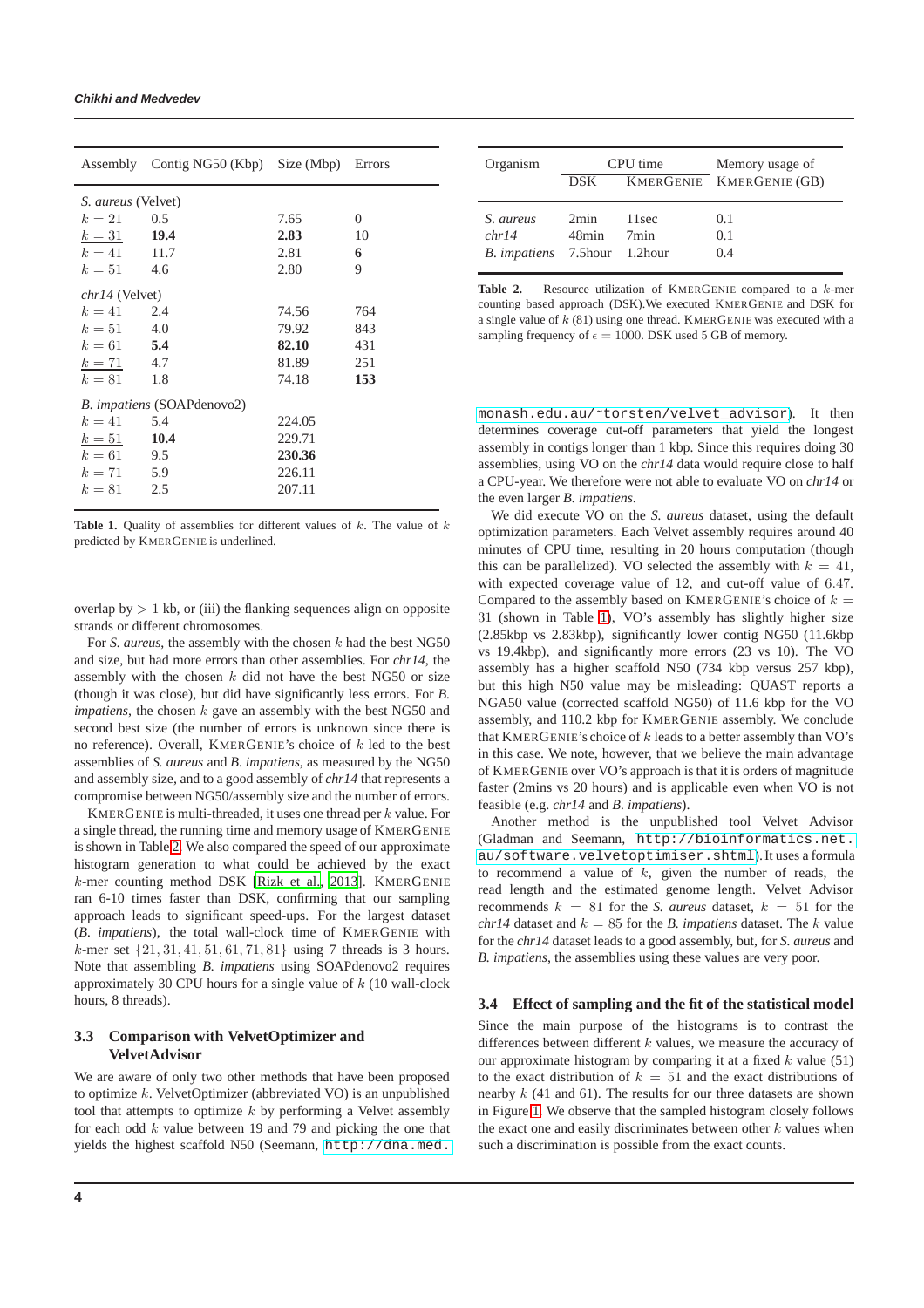| Assembly | Contig NG50 (Kbp) | Size (Mbp) | Errors |
|---|---|---|---|
| *S. aureus* (Velvet) | | | |
| $k = 21$ | 0.5 | 7.65 | 0 |
| <u>$k = 31$</u> | **19.4** | **2.83** | 10 |
| $k = 41$ | 11.7 | 2.81 | **6** |
| $k = 51$ | 4.6 | 2.80 | 9 |
| *chr14* (Velvet) | | | |
| $k = 41$ | 2.4 | 74.56 | 764 |
| $k = 51$ | 4.0 | 79.92 | 843 |
| $k = 61$ | **5.4** | **82.10** | 431 |
| <u>$k = 71$</u> | 4.7 | 81.89 | 251 |
| $k = 81$ | 1.8 | 74.18 | **153** |
| *B. impatiens* (SOAPdenovo2) | | | |
| $k = 41$ | 5.4 | 224.05 | |
| <u>$k = 51$</u> | **10.4** | 229.71 | |
| $k = 61$ | 9.5 | **230.36** | |
| $k = 71$ | 5.9 | 226.11 | |
| $k = 81$ | 2.5 | 207.11 | |

**Table 1.** Quality of assemblies for different values of $k$. The value of $k$ predicted by KMERGENIE is underlined.

| Organism | CPU time | | Memory usage of KMERGENIE (GB) |
|---|---|---|---|
| | DSK | KMERGENIE | |
| *S. aureus* | 2min | 11sec | 0.1 |
| *chr14* | 48min | 7min | 0.1 |
| *B. impatiens* | 7.5hour | 1.2hour | 0.4 |

**Table 2.** Resource utilization of KMERGENIE compared to a $k$-mer counting based approach (DSK).We executed KMERGENIE and DSK for a single value of $k$ (81) using one thread. KMERGENIE was executed with a sampling frequency of $\epsilon = 1000$. DSK used 5 GB of memory.

overlap by $> 1$ kb, or (iii) the flanking sequences align on opposite strands or different chromosomes.

For *S. aureus*, the assembly with the chosen $k$ had the best NG50 and size, but had more errors than other assemblies. For *chr14*, the assembly with the chosen $k$ did not have the best NG50 or size (though it was close), but did have significantly less errors. For *B. impatiens*, the chosen $k$ gave an assembly with the best NG50 and second best size (the number of errors is unknown since there is no reference). Overall, KMERGENIE's choice of $k$ led to the best assemblies of *S. aureus* and *B. impatiens*, as measured by the NG50 and assembly size, and to a good assembly of *chr14* that represents a compromise between NG50/assembly size and the number of errors.

KMERGENIE is multi-threaded, it uses one thread per $k$ value. For a single thread, the running time and memory usage of KMERGENIE is shown in Table 2. We also compared the speed of our approximate histogram generation to what could be achieved by the exact $k$-mer counting method DSK [Rizk et al., 2013]. KMERGENIE ran 6-10 times faster than DSK, confirming that our sampling approach leads to significant speed-ups. For the largest dataset (*B. impatiens*), the total wall-clock time of KMERGENIE with $k$-mer set $\{21, 31, 41, 51, 61, 71, 81\}$ using 7 threads is 3 hours. Note that assembling *B. impatiens* using SOAPdenovo2 requires approximately 30 CPU hours for a single value of $k$ (10 wall-clock hours, 8 threads).

### 3.3 Comparison with VelvetOptimizer and VelvetAdvisor

We are aware of only two other methods that have been proposed to optimize $k$. VelvetOptimizer (abbreviated VO) is an unpublished tool that attempts to optimize $k$ by performing a Velvet assembly for each odd $k$ value between 19 and 79 and picking the one that yields the highest scaffold N50 (Seemann, http://dna.med.monash.edu.au/~torsten/velvet_advisor). It then determines coverage cut-off parameters that yield the longest assembly in contigs longer than 1 kbp. Since this requires doing 30 assemblies, using VO on the *chr14* data would require close to half a CPU-year. We therefore were not able to evaluate VO on *chr14* or the even larger *B. impatiens*.

We did execute VO on the *S. aureus* dataset, using the default optimization parameters. Each Velvet assembly requires around 40 minutes of CPU time, resulting in 20 hours computation (though this can be parallelized). VO selected the assembly with $k = 41$, with expected coverage value of 12, and cut-off value of 6.47. Compared to the assembly based on KMERGENIE's choice of $k = 31$ (shown in Table 1), VO's assembly has slightly higher size (2.85kbp vs 2.83kbp), significantly lower contig NG50 (11.6kbp vs 19.4kbp), and significantly more errors (23 vs 10). The VO assembly has a higher scaffold N50 (734 kbp versus 257 kbp), but this high N50 value may be misleading: QUAST reports a NGA50 value (corrected scaffold NG50) of 11.6 kbp for the VO assembly, and 110.2 kbp for KMERGENIE assembly. We conclude that KMERGENIE's choice of $k$ leads to a better assembly than VO's in this case. We note, however, that we believe the main advantage of KMERGENIE over VO's approach is that it is orders of magnitude faster (2mins vs 20 hours) and is applicable even when VO is not feasible (e.g. *chr14* and *B. impatiens*).

Another method is the unpublished tool Velvet Advisor (Gladman and Seemann, http://bioinformatics.net.au/software.velvetoptimiser.shtml). It uses a formula to recommend a value of $k$, given the number of reads, the read length and the estimated genome length. Velvet Advisor recommends $k = 81$ for the *S. aureus* dataset, $k = 51$ for the *chr14* dataset and $k = 85$ for the *B. impatiens* dataset. The $k$ value for the *chr14* dataset leads to a good assembly, but, for *S. aureus* and *B. impatiens*, the assemblies using these values are very poor.

### 3.4 Effect of sampling and the fit of the statistical model

Since the main purpose of the histograms is to contrast the differences between different $k$ values, we measure the accuracy of our approximate histogram by comparing it at a fixed $k$ value (51) to the exact distribution of $k = 51$ and the exact distributions of nearby $k$ (41 and 61). The results for our three datasets are shown in Figure 1. We observe that the sampled histogram closely follows the exact one and easily discriminates between other $k$ values when such a discrimination is possible from the exact counts.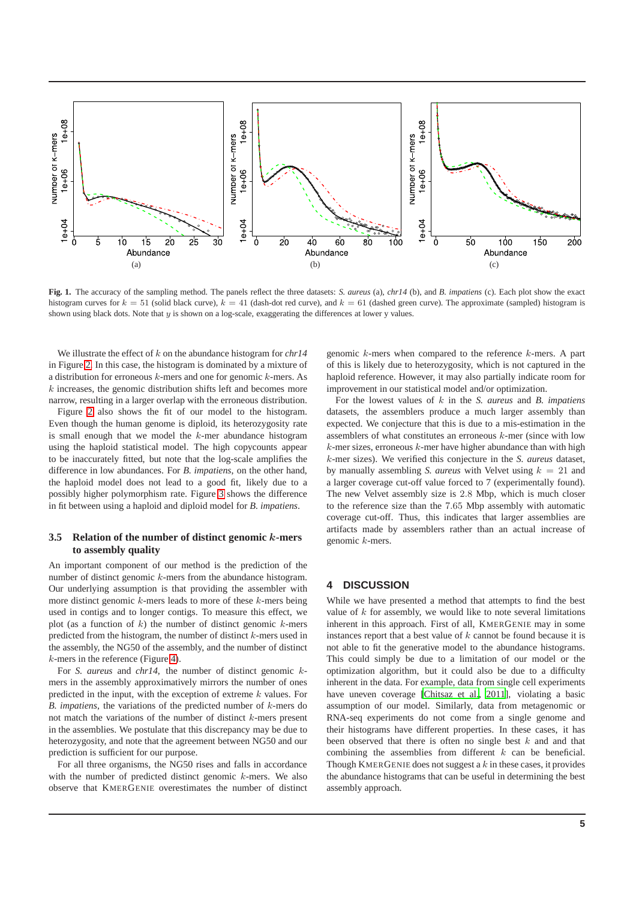**Fig. 1.** The accuracy of the sampling method. The panels reflect the three datasets: *S. aureus* (a), *chr14* (b), and *B. impatiens* (c). Each plot show the exact histogram curves for $k = 51$ (solid black curve), $k = 41$ (dash-dot red curve), and $k = 61$ (dashed green curve). The approximate (sampled) histogram is shown using black dots. Note that $y$ is shown on a log-scale, exaggerating the differences at lower y values.

We illustrate the effect of $k$ on the abundance histogram for *chr14* in Figure 2. In this case, the histogram is dominated by a mixture of a distribution for erroneous $k$-mers and one for genomic $k$-mers. As $k$ increases, the genomic distribution shifts left and becomes more narrow, resulting in a larger overlap with the erroneous distribution.

Figure 2 also shows the fit of our model to the histogram. Even though the human genome is diploid, its heterozygosity rate is small enough that we model the $k$-mer abundance histogram using the haploid statistical model. The high copycounts appear to be inaccurately fitted, but note that the log-scale amplifies the difference in low abundances. For *B. impatiens*, on the other hand, the haploid model does not lead to a good fit, likely due to a possibly higher polymorphism rate. Figure 3 shows the difference in fit between using a haploid and diploid model for *B. impatiens*.

### 3.5 Relation of the number of distinct genomic $k$-mers to assembly quality

An important component of our method is the prediction of the number of distinct genomic $k$-mers from the abundance histogram. Our underlying assumption is that providing the assembler with more distinct genomic $k$-mers leads to more of these $k$-mers being used in contigs and to longer contigs. To measure this effect, we plot (as a function of $k$) the number of distinct genomic $k$-mers predicted from the histogram, the number of distinct $k$-mers used in the assembly, the NG50 of the assembly, and the number of distinct $k$-mers in the reference (Figure 4).

For *S. aureus* and *chr14*, the number of distinct genomic $k$-mers in the assembly approximatively mirrors the number of ones predicted in the input, with the exception of extreme $k$ values. For *B. impatiens*, the variations of the predicted number of $k$-mers do not match the variations of the number of distinct $k$-mers present in the assemblies. We postulate that this discrepancy may be due to heterozygosity, and note that the agreement between NG50 and our prediction is sufficient for our purpose.

For all three organisms, the NG50 rises and falls in accordance with the number of predicted distinct genomic $k$-mers. We also observe that KMERGENIE overestimates the number of distinct genomic $k$-mers when compared to the reference $k$-mers. A part of this is likely due to heterozygosity, which is not captured in the haploid reference. However, it may also partially indicate room for improvement in our statistical model and/or optimization.

For the lowest values of $k$ in the *S. aureus* and *B. impatiens* datasets, the assemblers produce a much larger assembly than expected. We conjecture that this is due to a mis-estimation in the assemblers of what constitutes an erroneous $k$-mer (since with low $k$-mer sizes, erroneous $k$-mer have higher abundance than with high $k$-mer sizes). We verified this conjecture in the *S. aureus* dataset, by manually assembling *S. aureus* with Velvet using $k = 21$ and a larger coverage cut-off value forced to 7 (experimentally found). The new Velvet assembly size is $2.8$ Mbp, which is much closer to the reference size than the $7.65$ Mbp assembly with automatic coverage cut-off. Thus, this indicates that larger assemblies are artifacts made by assemblers rather than an actual increase of genomic $k$-mers.

## 4 DISCUSSION

While we have presented a method that attempts to find the best value of $k$ for assembly, we would like to note several limitations inherent in this approach. First of all, KMERGENIE may in some instances report that a best value of $k$ cannot be found because it is not able to fit the generative model to the abundance histograms. This could simply be due to a limitation of our model or the optimization algorithm, but it could also be due to a difficulty inherent in the data. For example, data from single cell experiments have uneven coverage [Chitsaz et al., 2011], violating a basic assumption of our model. Similarly, data from metagenomic or RNA-seq experiments do not come from a single genome and their histograms have different properties. In these cases, it has been observed that there is often no single best $k$ and that combining the assemblies from different $k$ can be beneficial. Though KMERGENIE does not suggest a $k$ in these cases, it provides the abundance histograms that can be useful in determining the best assembly approach.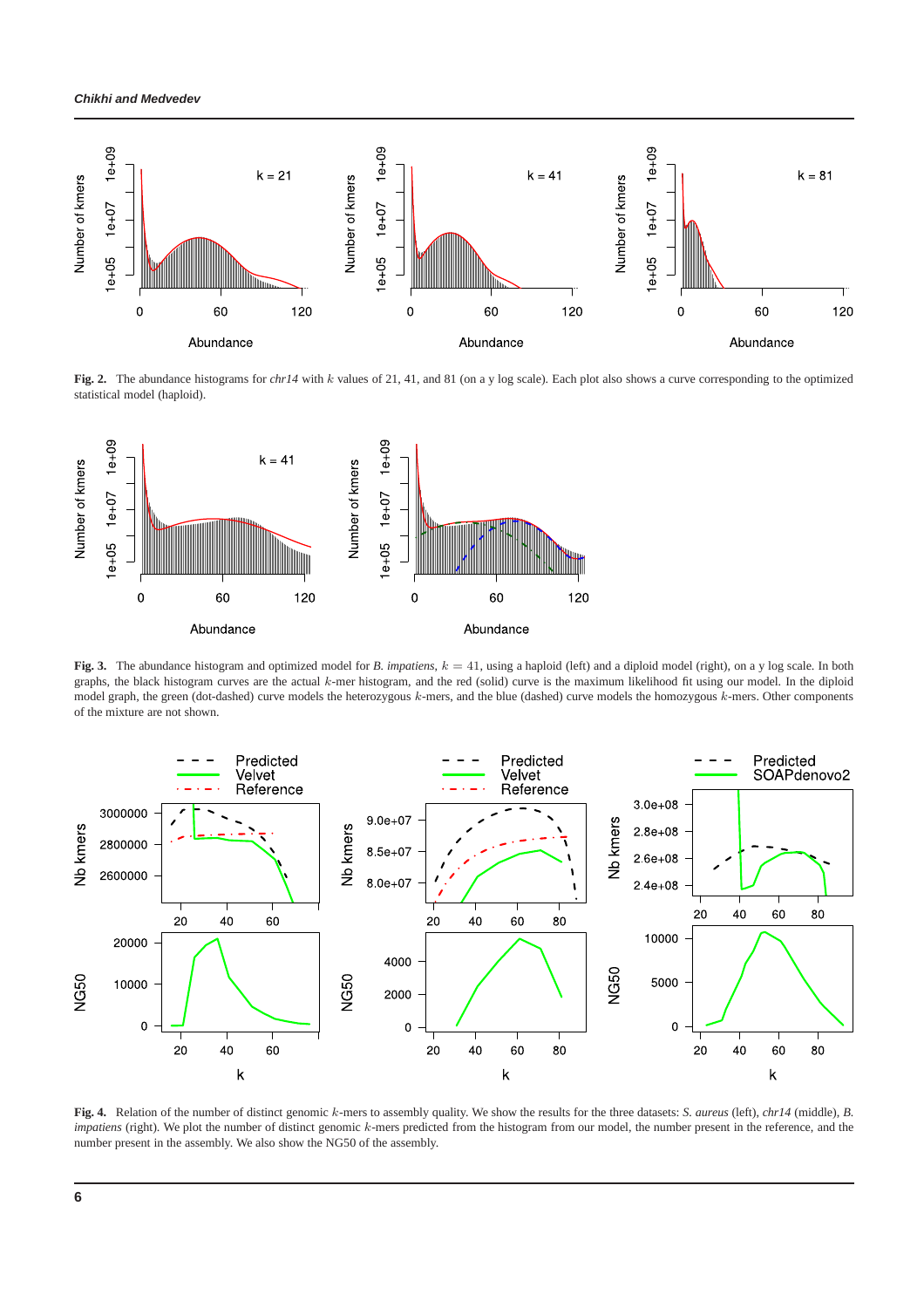**Fig. 2.** The abundance histograms for *chr14* with $k$ values of 21, 41, and 81 (on a y log scale). Each plot also shows a curve corresponding to the optimized statistical model (haploid).

**Fig. 3.** The abundance histogram and optimized model for *B. impatiens*, $k = 41$, using a haploid (left) and a diploid model (right), on a y log scale. In both graphs, the black histogram curves are the actual $k$-mer histogram, and the red (solid) curve is the maximum likelihood fit using our model. In the diploid model graph, the green (dot-dashed) curve models the heterozygous $k$-mers, and the blue (dashed) curve models the homozygous $k$-mers. Other components of the mixture are not shown.

**Fig. 4.** Relation of the number of distinct genomic $k$-mers to assembly quality. We show the results for the three datasets: *S. aureus* (left), *chr14* (middle), *B. impatiens* (right). We plot the number of distinct genomic $k$-mers predicted from the histogram from our model, the number present in the reference, and the number present in the assembly. We also show the NG50 of the assembly.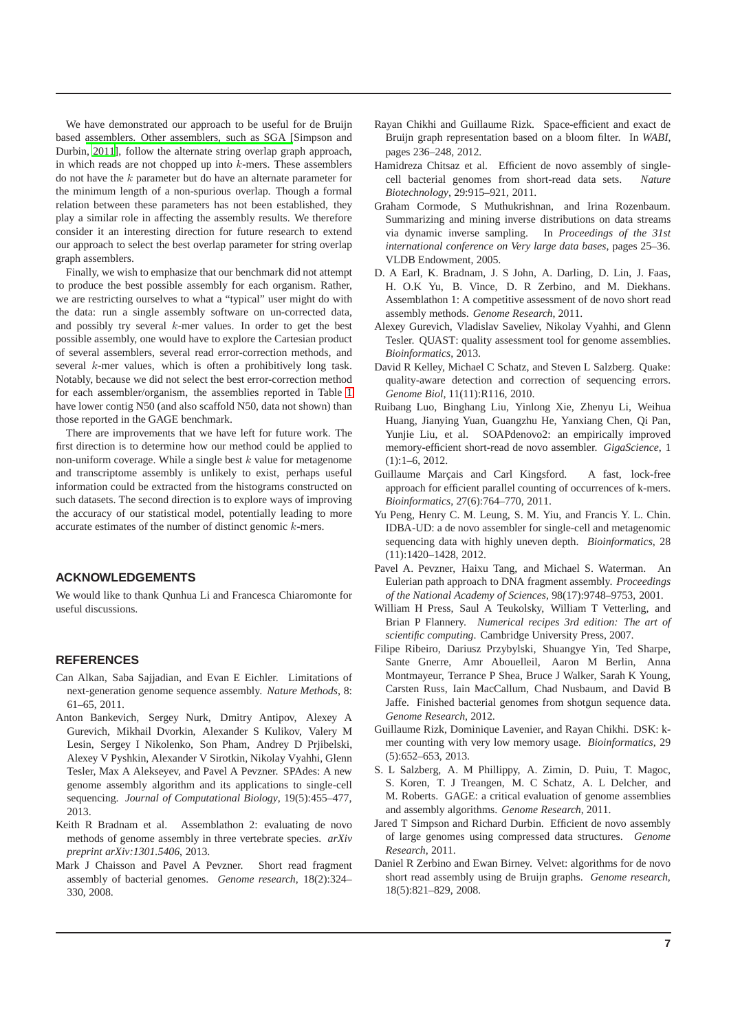We have demonstrated our approach to be useful for de Bruijn based assemblers. Other assemblers, such as SGA [Simpson and Durbin, 2011], follow the alternate string overlap graph approach, in which reads are not chopped up into $k$-mers. These assemblers do not have the $k$ parameter but do have an alternate parameter for the minimum length of a non-spurious overlap. Though a formal relation between these parameters has not been established, they play a similar role in affecting the assembly results. We therefore consider it an interesting direction for future research to extend our approach to select the best overlap parameter for string overlap graph assemblers.

Finally, we wish to emphasize that our benchmark did not attempt to produce the best possible assembly for each organism. Rather, we are restricting ourselves to what a "typical" user might do with the data: run a single assembly software on un-corrected data, and possibly try several $k$-mer values. In order to get the best possible assembly, one would have to explore the Cartesian product of several assemblers, several read error-correction methods, and several $k$-mer values, which is often a prohibitively long task. Notably, because we did not select the best error-correction method for each assembler/organism, the assemblies reported in Table 1 have lower contig N50 (and also scaffold N50, data not shown) than those reported in the GAGE benchmark.

There are improvements that we have left for future work. The first direction is to determine how our method could be applied to non-uniform coverage. While a single best $k$ value for metagenome and transcriptome assembly is unlikely to exist, perhaps useful information could be extracted from the histograms constructed on such datasets. The second direction is to explore ways of improving the accuracy of our statistical model, potentially leading to more accurate estimates of the number of distinct genomic $k$-mers.

## ACKNOWLEDGEMENTS

We would like to thank Qunhua Li and Francesca Chiaromonte for useful discussions.

## REFERENCES

Can Alkan, Saba Sajjadian, and Evan E Eichler. Limitations of next-generation genome sequence assembly. *Nature Methods*, 8: 61–65, 2011.

Anton Bankevich, Sergey Nurk, Dmitry Antipov, Alexey A Gurevich, Mikhail Dvorkin, Alexander S Kulikov, Valery M Lesin, Sergey I Nikolenko, Son Pham, Andrey D Prjibelski, Alexey V Pyshkin, Alexander V Sirotkin, Nikolay Vyahhi, Glenn Tesler, Max A Alekseyev, and Pavel A Pevzner. SPAdes: A new genome assembly algorithm and its applications to single-cell sequencing. *Journal of Computational Biology*, 19(5):455–477, 2013.

Keith R Bradnam et al. Assemblathon 2: evaluating de novo methods of genome assembly in three vertebrate species. *arXiv preprint arXiv:1301.5406*, 2013.

Mark J Chaisson and Pavel A Pevzner. Short read fragment assembly of bacterial genomes. *Genome research*, 18(2):324–330, 2008.

Rayan Chikhi and Guillaume Rizk. Space-efficient and exact de Bruijn graph representation based on a bloom filter. In *WABI*, pages 236–248, 2012.

Hamidreza Chitsaz et al. Efficient de novo assembly of single-cell bacterial genomes from short-read data sets. *Nature Biotechnology*, 29:915–921, 2011.

Graham Cormode, S Muthukrishnan, and Irina Rozenbaum. Summarizing and mining inverse distributions on data streams via dynamic inverse sampling. In *Proceedings of the 31st international conference on Very large data bases*, pages 25–36. VLDB Endowment, 2005.

D. A Earl, K. Bradnam, J. S John, A. Darling, D. Lin, J. Faas, H. O.K Yu, B. Vince, D. R Zerbino, and M. Diekhans. Assemblathon 1: A competitive assessment of de novo short read assembly methods. *Genome Research*, 2011.

Alexey Gurevich, Vladislav Saveliev, Nikolay Vyahhi, and Glenn Tesler. QUAST: quality assessment tool for genome assemblies. *Bioinformatics*, 2013.

David R Kelley, Michael C Schatz, and Steven L Salzberg. Quake: quality-aware detection and correction of sequencing errors. *Genome Biol*, 11(11):R116, 2010.

Ruibang Luo, Binghang Liu, Yinlong Xie, Zhenyu Li, Weihua Huang, Jianying Yuan, Guangzhu He, Yanxiang Chen, Qi Pan, Yunjie Liu, et al. SOAPdenovo2: an empirically improved memory-efficient short-read de novo assembler. *GigaScience*, 1 (1):1–6, 2012.

Guillaume Marçais and Carl Kingsford. A fast, lock-free approach for efficient parallel counting of occurrences of k-mers. *Bioinformatics*, 27(6):764–770, 2011.

Yu Peng, Henry C. M. Leung, S. M. Yiu, and Francis Y. L. Chin. IDBA-UD: a de novo assembler for single-cell and metagenomic sequencing data with highly uneven depth. *Bioinformatics*, 28 (11):1420–1428, 2012.

Pavel A. Pevzner, Haixu Tang, and Michael S. Waterman. An Eulerian path approach to DNA fragment assembly. *Proceedings of the National Academy of Sciences*, 98(17):9748–9753, 2001.

William H Press, Saul A Teukolsky, William T Vetterling, and Brian P Flannery. *Numerical recipes 3rd edition: The art of scientific computing*. Cambridge University Press, 2007.

Filipe Ribeiro, Dariusz Przybylski, Shuangye Yin, Ted Sharpe, Sante Gnerre, Amr Abouelleil, Aaron M Berlin, Anna Montmayeur, Terrance P Shea, Bruce J Walker, Sarah K Young, Carsten Russ, Iain MacCallum, Chad Nusbaum, and David B Jaffe. Finished bacterial genomes from shotgun sequence data. *Genome Research*, 2012.

Guillaume Rizk, Dominique Lavenier, and Rayan Chikhi. DSK: k-mer counting with very low memory usage. *Bioinformatics*, 29 (5):652–653, 2013.

S. L Salzberg, A. M Phillippy, A. Zimin, D. Puiu, T. Magoc, S. Koren, T. J Treangen, M. C Schatz, A. L Delcher, and M. Roberts. GAGE: a critical evaluation of genome assemblies and assembly algorithms. *Genome Research*, 2011.

Jared T Simpson and Richard Durbin. Efficient de novo assembly of large genomes using compressed data structures. *Genome Research*, 2011.

Daniel R Zerbino and Ewan Birney. Velvet: algorithms for de novo short read assembly using de Bruijn graphs. *Genome research*, 18(5):821–829, 2008.